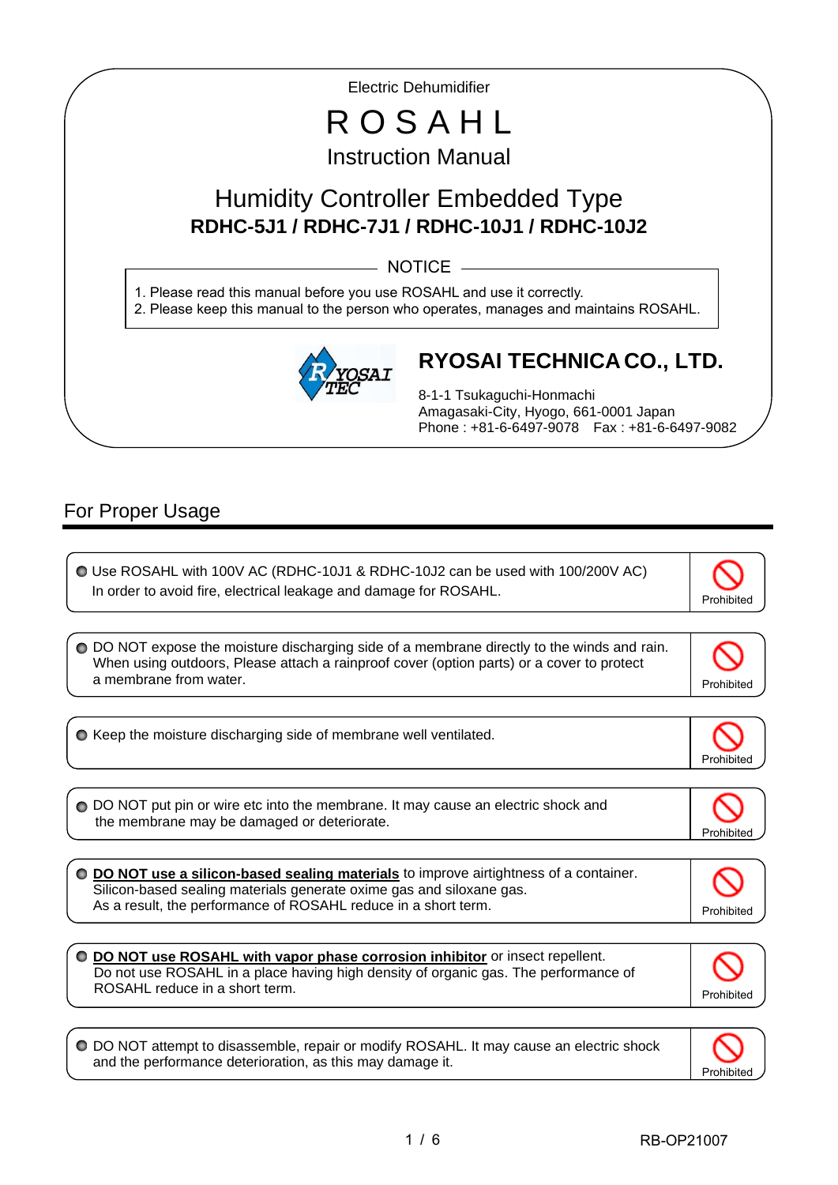Electric Dehumidifier

# ROSAHL

## Instruction Manual

## Humidity Controller Embedded Type

**RDHC-5J1 / RDHC-7J1 / RDHC-10J1 / RDHC-10J2**

NOTICE

1. Please read this manual before you use ROSAHL and use it correctly.
2. Please keep this manual to the person who operates, manages and maintains ROSAHL.

**RYOSAI TECHNICA CO., LTD.**

8-1-1 Tsukaguchi-Honmachi
Amagasaki-City, Hyogo, 661-0001 Japan
Phone : +81-6-6497-9078　Fax : +81-6-6497-9082

## For Proper Usage

| | |
|---|---|
| ● Use ROSAHL with 100V AC (RDHC-10J1 & RDHC-10J2 can be used with 100/200V AC)<br>In order to avoid fire, electrical leakage and damage for ROSAHL. | Prohibited |
| ● DO NOT expose the moisture discharging side of a membrane directly to the winds and rain.<br>When using outdoors, Please attach a rainproof cover (option parts) or a cover to protect a membrane from water. | Prohibited |
| ● Keep the moisture discharging side of membrane well ventilated. | Prohibited |
| ● DO NOT put pin or wire etc into the membrane. It may cause an electric shock and the membrane may be damaged or deteriorate. | Prohibited |
| ● **<u>DO NOT use a silicon-based sealing materials</u>** to improve airtightness of a container.<br>Silicon-based sealing materials generate oxime gas and siloxane gas.<br>As a result, the performance of ROSAHL reduce in a short term. | Prohibited |
| ● **<u>DO NOT use ROSAHL with vapor phase corrosion inhibitor</u>** or insect repellent.<br>Do not use ROSAHL in a place having high density of organic gas. The performance of ROSAHL reduce in a short term. | Prohibited |
| ● DO NOT attempt to disassemble, repair or modify ROSAHL. It may cause an electric shock and the performance deterioration, as this may damage it. | Prohibited |

RB-OP21007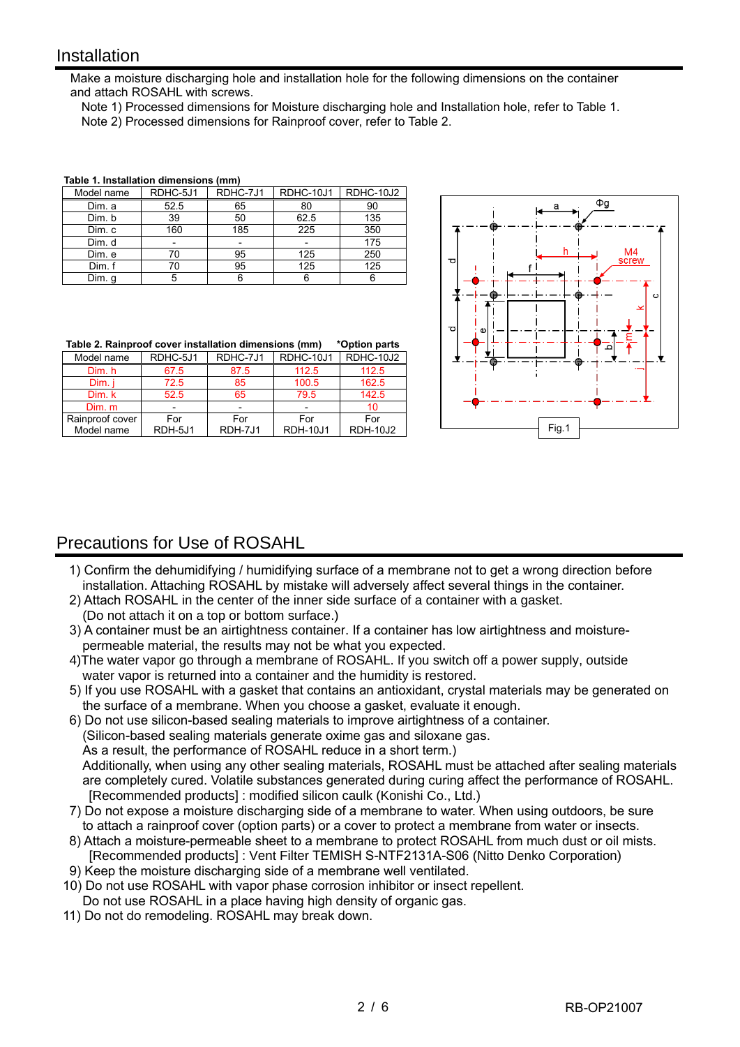## Installation

Make a moisture discharging hole and installation hole for the following dimensions on the container and attach ROSAHL with screws.

Note 1) Processed dimensions for Moisture discharging hole and Installation hole, refer to Table 1.
Note 2) Processed dimensions for Rainproof cover, refer to Table 2.

**Table 1. Installation dimensions (mm)**

| Model name | RDHC-5J1 | RDHC-7J1 | RDHC-10J1 | RDHC-10J2 |
|---|---|---|---|---|
| Dim. a | 52.5 | 65 | 80 | 90 |
| Dim. b | 39 | 50 | 62.5 | 135 |
| Dim. c | 160 | 185 | 225 | 350 |
| Dim. d | - | - | - | 175 |
| Dim. e | 70 | 95 | 125 | 250 |
| Dim. f | 70 | 95 | 125 | 125 |
| Dim. g | 5 | 6 | 6 | 6 |

**Table 2. Rainproof cover installation dimensions (mm)** *Option parts

| Model name | RDHC-5J1 | RDHC-7J1 | RDHC-10J1 | RDHC-10J2 |
|---|---|---|---|---|
| Dim. h | 67.5 | 87.5 | 112.5 | 112.5 |
| Dim. j | 72.5 | 85 | 100.5 | 162.5 |
| Dim. k | 52.5 | 65 | 79.5 | 142.5 |
| Dim. m | - | - | - | 10 |
| Rainproof cover Model name | For RDH-5J1 | For RDH-7J1 | For RDH-10J1 | For RDH-10J2 |

Fig.1

## Precautions for Use of ROSAHL

1) Confirm the dehumidifying / humidifying surface of a membrane not to get a wrong direction before installation. Attaching ROSAHL by mistake will adversely affect several things in the container.
2) Attach ROSAHL in the center of the inner side surface of a container with a gasket. (Do not attach it on a top or bottom surface.)
3) A container must be an airtightness container. If a container has low airtightness and moisture-permeable material, the results may not be what you expected.
4) The water vapor go through a membrane of ROSAHL. If you switch off a power supply, outside water vapor is returned into a container and the humidity is restored.
5) If you use ROSAHL with a gasket that contains an antioxidant, crystal materials may be generated on the surface of a membrane. When you choose a gasket, evaluate it enough.
6) Do not use silicon-based sealing materials to improve airtightness of a container. (Silicon-based sealing materials generate oxime gas and siloxane gas. As a result, the performance of ROSAHL reduce in a short term.) Additionally, when using any other sealing materials, ROSAHL must be attached after sealing materials are completely cured. Volatile substances generated during curing affect the performance of ROSAHL.
   [Recommended products] : modified silicon caulk (Konishi Co., Ltd.)
7) Do not expose a moisture discharging side of a membrane to water. When using outdoors, be sure to attach a rainproof cover (option parts) or a cover to protect a membrane from water or insects.
8) Attach a moisture-permeable sheet to a membrane to protect ROSAHL from much dust or oil mists.
   [Recommended products] : Vent Filter TEMISH S-NTF2131A-S06 (Nitto Denko Corporation)
9) Keep the moisture discharging side of a membrane well ventilated.
10) Do not use ROSAHL with vapor phase corrosion inhibitor or insect repellent. Do not use ROSAHL in a place having high density of organic gas.
11) Do not do remodeling. ROSAHL may break down.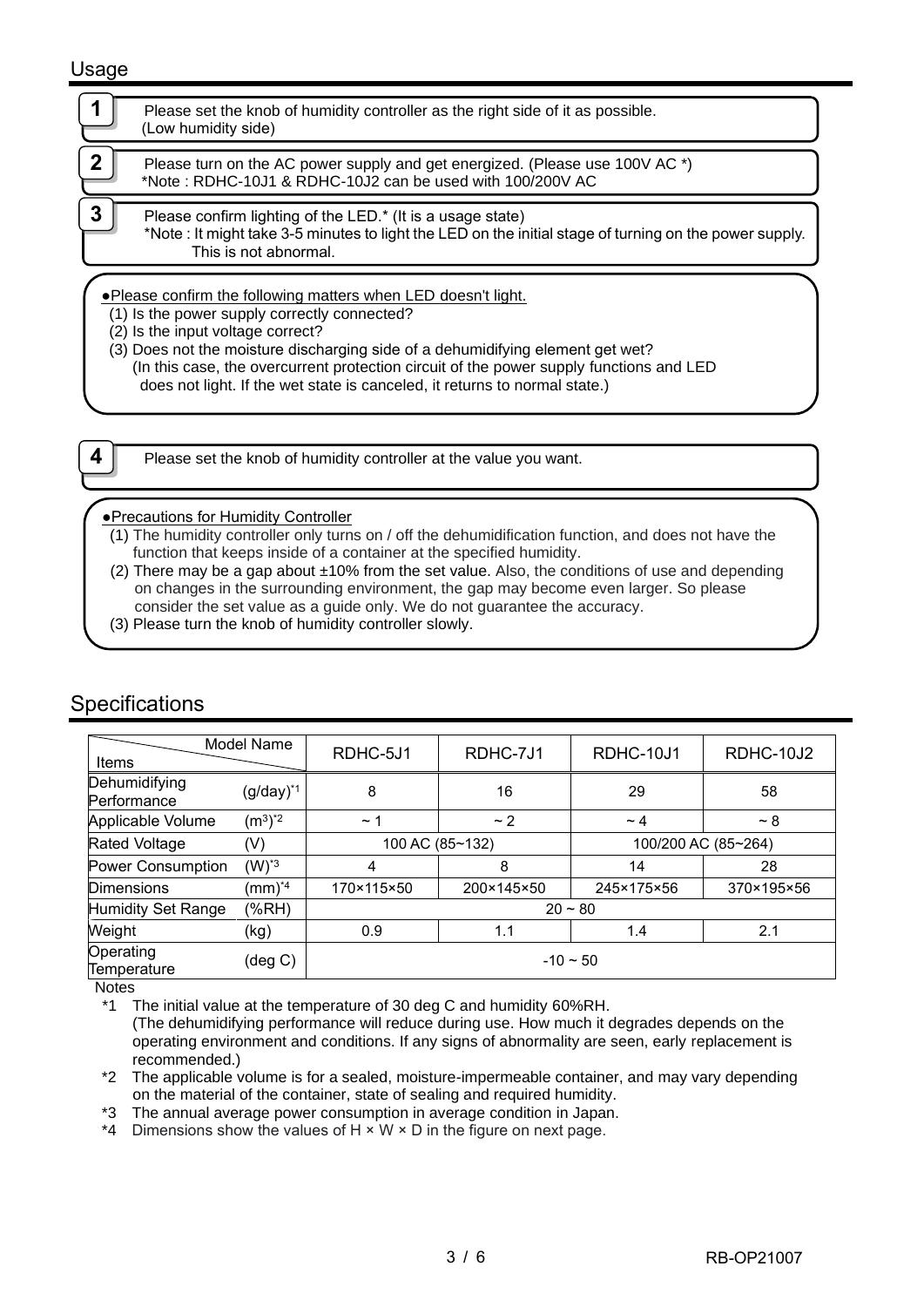## Usage

**1** Please set the knob of humidity controller as the right side of it as possible. (Low humidity side)

**2** Please turn on the AC power supply and get energized. (Please use 100V AC *)
*Note : RDHC-10J1 & RDHC-10J2 can be used with 100/200V AC

**3** Please confirm lighting of the LED.* (It is a usage state)
*Note : It might take 3-5 minutes to light the LED on the initial stage of turning on the power supply. This is not abnormal.

●Please confirm the following matters when LED doesn't light.

(1) Is the power supply correctly connected?
(2) Is the input voltage correct?
(3) Does not the moisture discharging side of a dehumidifying element get wet?
(In this case, the overcurrent protection circuit of the power supply functions and LED does not light. If the wet state is canceled, it returns to normal state.)

**4** Please set the knob of humidity controller at the value you want.

●Precautions for Humidity Controller

(1) The humidity controller only turns on / off the dehumidification function, and does not have the function that keeps inside of a container at the specified humidity.
(2) There may be a gap about ±10% from the set value. Also, the conditions of use and depending on changes in the surrounding environment, the gap may become even larger. So please consider the set value as a guide only. We do not guarantee the accuracy.
(3) Please turn the knob of humidity controller slowly.

## Specifications

| Items | Model Name | RDHC-5J1 | RDHC-7J1 | RDHC-10J1 | RDHC-10J2 |
|---|---|---|---|---|---|
| Dehumidifying Performance | (g/day)*1 | 8 | 16 | 29 | 58 |
| Applicable Volume | $(m^3)$*2 | ~ 1 | ~ 2 | ~ 4 | ~ 8 |
| Rated Voltage | (V) | 100 AC (85~132) | | 100/200 AC (85~264) | |
| Power Consumption | (W)*3 | 4 | 8 | 14 | 28 |
| Dimensions | (mm)*4 | 170×115×50 | 200×145×50 | 245×175×56 | 370×195×56 |
| Humidity Set Range | (%RH) | 20 ~ 80 | | | |
| Weight | (kg) | 0.9 | 1.1 | 1.4 | 2.1 |
| Operating Temperature | (deg C) | -10 ~ 50 | | | |

Notes

*1 The initial value at the temperature of 30 deg C and humidity 60%RH.
(The dehumidifying performance will reduce during use. How much it degrades depends on the operating environment and conditions. If any signs of abnormality are seen, early replacement is recommended.)

*2 The applicable volume is for a sealed, moisture-impermeable container, and may vary depending on the material of the container, state of sealing and required humidity.

*3 The annual average power consumption in average condition in Japan.

*4 Dimensions show the values of H × W × D in the figure on next page.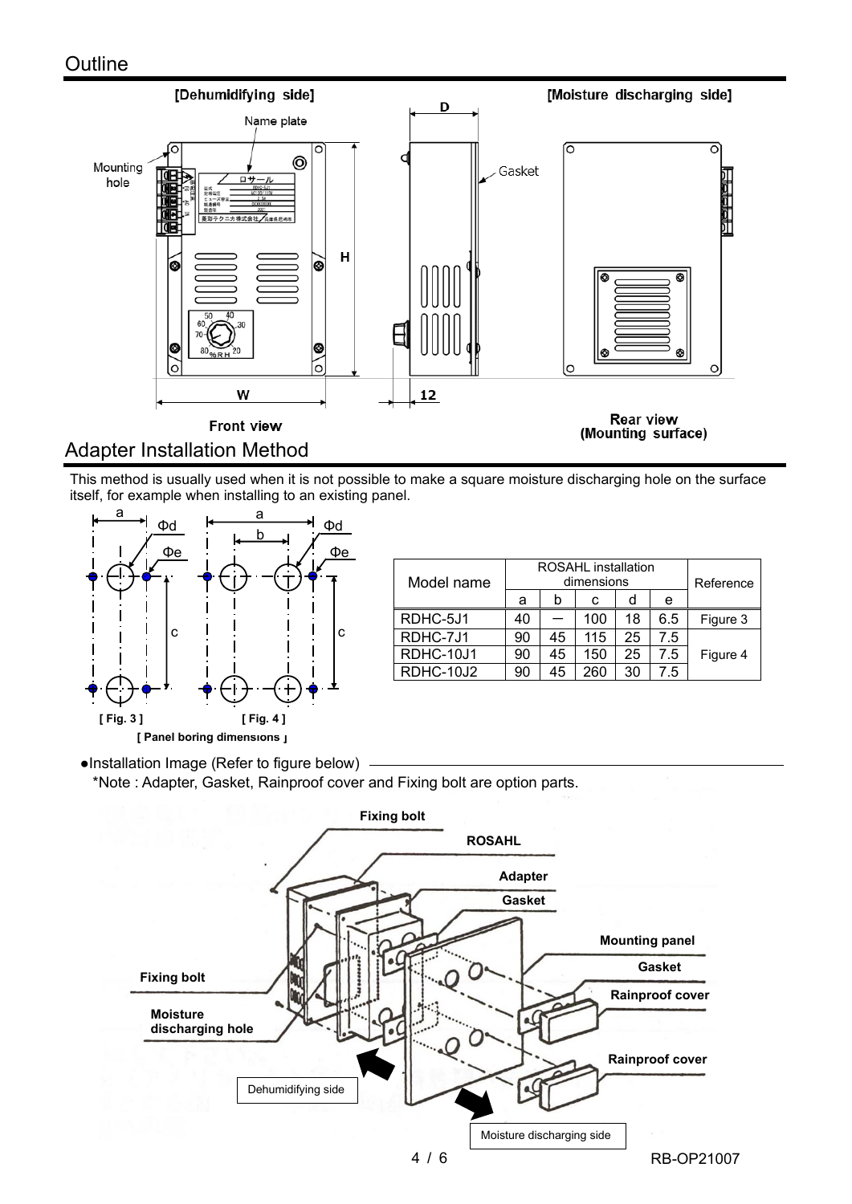## Outline

[Dehumidifying side]

[Moisture discharging side]

Front view

Rear view
(Mounting surface)

## Adapter Installation Method

This method is usually used when it is not possible to make a square moisture discharging hole on the surface itself, for example when installing to an existing panel.

[ Fig. 3 ]  [ Fig. 4 ]

[ Panel boring dimensions ]

| Model name | ROSAHL installation dimensions | | | | | Reference |
|---|---|---|---|---|---|---|
| | a | b | c | d | e | |
| RDHC-5J1 | 40 | ― | 100 | 18 | 6.5 | Figure 3 |
| RDHC-7J1 | 90 | 45 | 115 | 25 | 7.5 | Figure 4 |
| RDHC-10J1 | 90 | 45 | 150 | 25 | 7.5 | |
| RDHC-10J2 | 90 | 45 | 260 | 30 | 7.5 | |

●Installation Image (Refer to figure below)

*Note : Adapter, Gasket, Rainproof cover and Fixing bolt are option parts.

RB-OP21007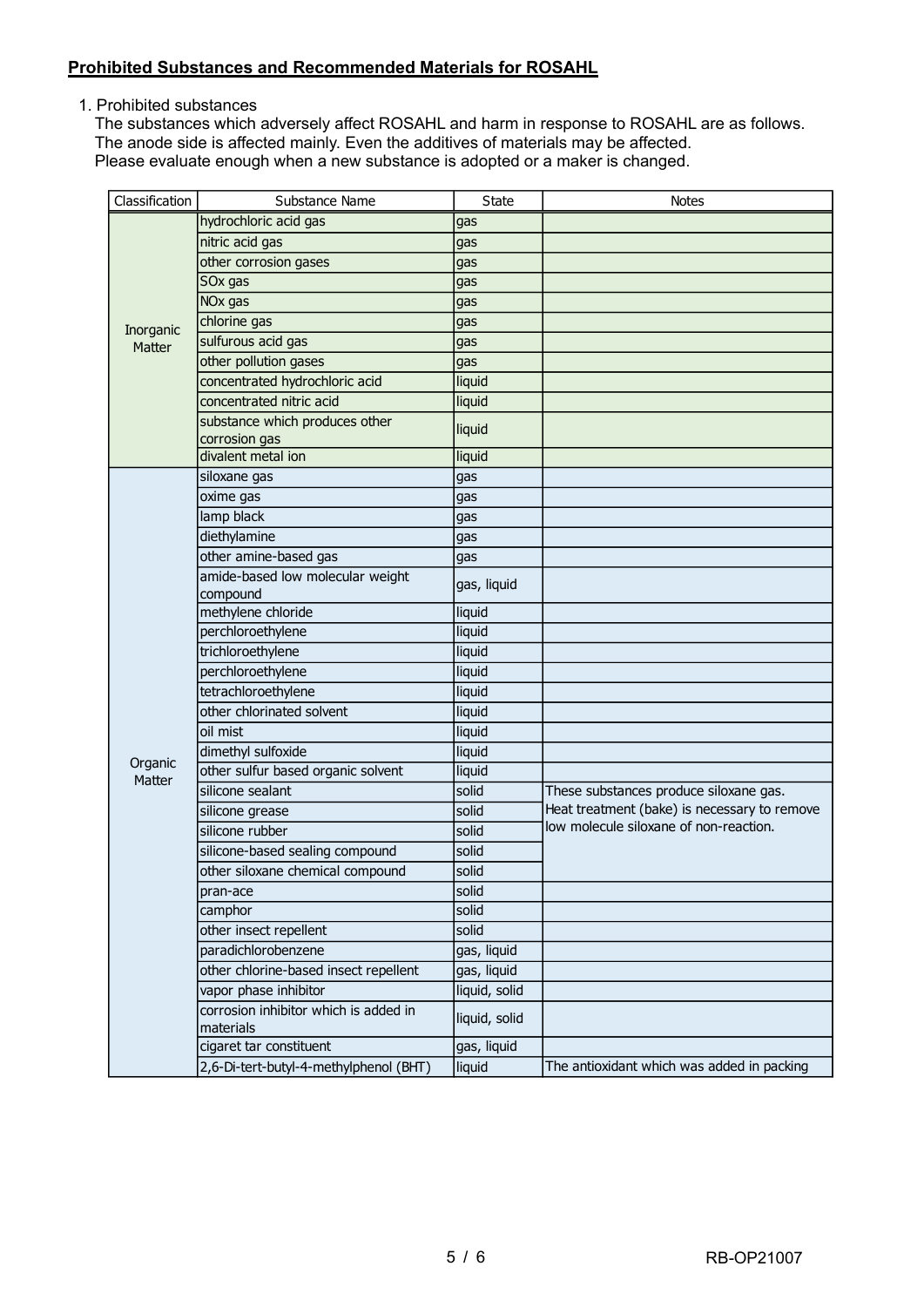**Prohibited Substances and Recommended Materials for ROSAHL**

1. Prohibited substances
   The substances which adversely affect ROSAHL and harm in response to ROSAHL are as follows.
   The anode side is affected mainly. Even the additives of materials may be affected.
   Please evaluate enough when a new substance is adopted or a maker is changed.

| Classification | Substance Name | State | Notes |
|---|---|---|---|
| Inorganic Matter | hydrochloric acid gas | gas | |
| | nitric acid gas | gas | |
| | other corrosion gases | gas | |
| | SOx gas | gas | |
| | NOx gas | gas | |
| | chlorine gas | gas | |
| | sulfurous acid gas | gas | |
| | other pollution gases | gas | |
| | concentrated hydrochloric acid | liquid | |
| | concentrated nitric acid | liquid | |
| | substance which produces other corrosion gas | liquid | |
| | divalent metal ion | liquid | |
| Organic Matter | siloxane gas | gas | |
| | oxime gas | gas | |
| | lamp black | gas | |
| | diethylamine | gas | |
| | other amine-based gas | gas | |
| | amide-based low molecular weight compound | gas, liquid | |
| | methylene chloride | liquid | |
| | perchloroethylene | liquid | |
| | trichloroethylene | liquid | |
| | perchloroethylene | liquid | |
| | tetrachloroethylene | liquid | |
| | other chlorinated solvent | liquid | |
| | oil mist | liquid | |
| | dimethyl sulfoxide | liquid | |
| | other sulfur based organic solvent | liquid | |
| | silicone sealant | solid | These substances produce siloxane gas. Heat treatment (bake) is necessary to remove low molecule siloxane of non-reaction. |
| | silicone grease | solid | |
| | silicone rubber | solid | |
| | silicone-based sealing compound | solid | |
| | other siloxane chemical compound | solid | |
| | pran-ace | solid | |
| | camphor | solid | |
| | other insect repellent | solid | |
| | paradichlorobenzene | gas, liquid | |
| | other chlorine-based insect repellent | gas, liquid | |
| | vapor phase inhibitor | liquid, solid | |
| | corrosion inhibitor which is added in materials | liquid, solid | |
| | cigaret tar constituent | gas, liquid | |
| | 2,6-Di-tert-butyl-4-methylphenol (BHT) | liquid | The antioxidant which was added in packing |

RB-OP21007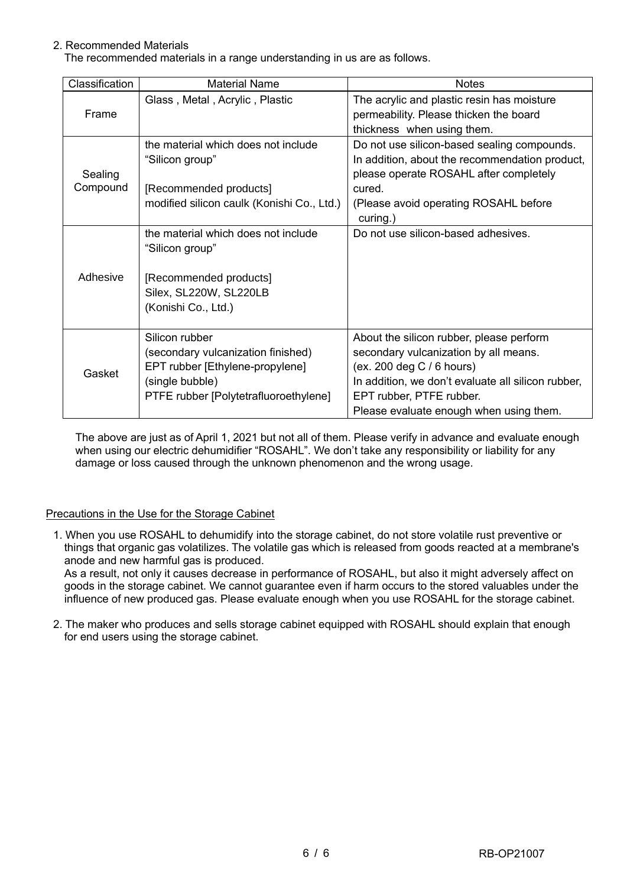2. Recommended Materials

The recommended materials in a range understanding in us are as follows.

| Classification | Material Name | Notes |
|---|---|---|
| Frame | Glass , Metal , Acrylic , Plastic | The acrylic and plastic resin has moisture permeability. Please thicken the board thickness when using them. |
| Sealing Compound | the material which does not include "Silicon group"<br><br>[Recommended products]<br>modified silicon caulk (Konishi Co., Ltd.) | Do not use silicon-based sealing compounds.<br>In addition, about the recommendation product, please operate ROSAHL after completely cured.<br>(Please avoid operating ROSAHL before curing.) |
| Adhesive | the material which does not include "Silicon group"<br><br>[Recommended products]<br>Silex, SL220W, SL220LB<br>(Konishi Co., Ltd.) | Do not use silicon-based adhesives. |
| Gasket | Silicon rubber<br>(secondary vulcanization finished)<br>EPT rubber [Ethylene-propylene]<br>(single bubble)<br>PTFE rubber [Polytetrafluoroethylene] | About the silicon rubber, please perform secondary vulcanization by all means.<br>(ex. 200 deg C / 6 hours)<br>In addition, we don't evaluate all silicon rubber, EPT rubber, PTFE rubber.<br>Please evaluate enough when using them. |

The above are just as of April 1, 2021 but not all of them. Please verify in advance and evaluate enough when using our electric dehumidifier "ROSAHL". We don't take any responsibility or liability for any damage or loss caused through the unknown phenomenon and the wrong usage.

Precautions in the Use for the Storage Cabinet

1. When you use ROSAHL to dehumidify into the storage cabinet, do not store volatile rust preventive or things that organic gas volatilizes. The volatile gas which is released from goods reacted at a membrane's anode and new harmful gas is produced.
   As a result, not only it causes decrease in performance of ROSAHL, but also it might adversely affect on goods in the storage cabinet. We cannot guarantee even if harm occurs to the stored valuables under the influence of new produced gas. Please evaluate enough when you use ROSAHL for the storage cabinet.

2. The maker who produces and sells storage cabinet equipped with ROSAHL should explain that enough for end users using the storage cabinet.